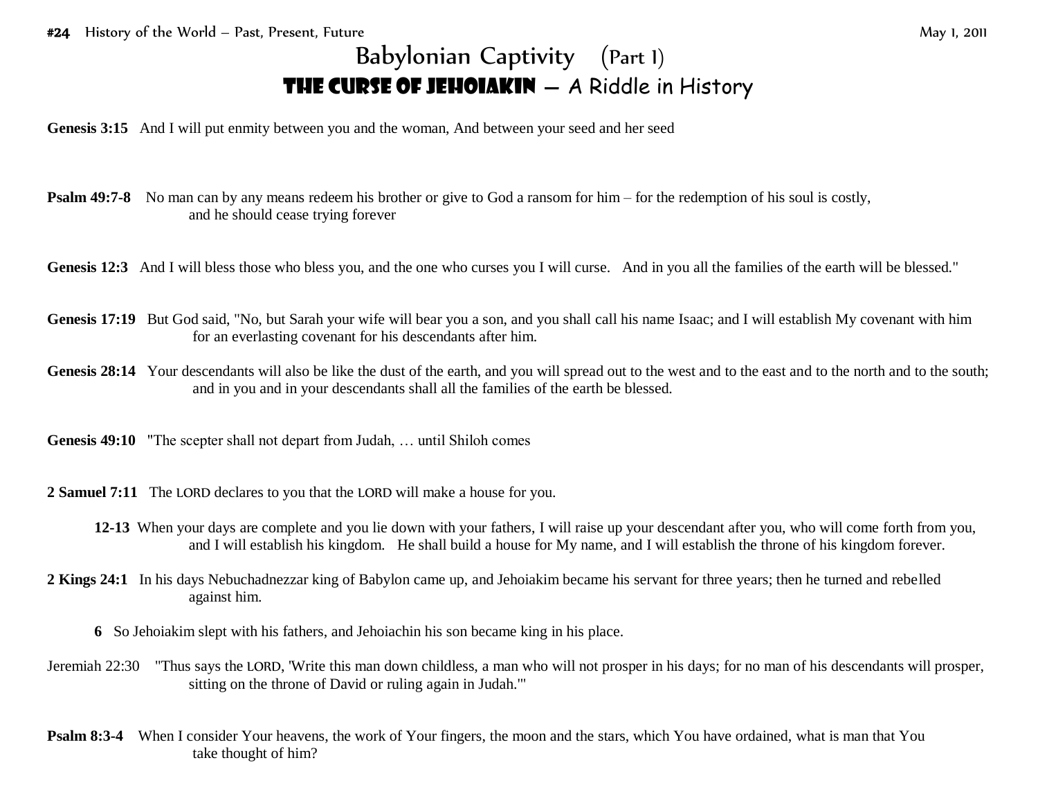#24 History of the World – Past, Present, Future May 1, 2011

# Babylonian Captivity (Part 1)

## THE CURSE OF JEHOIAKIN – A Riddle in History

**Genesis 3:15** And I will put enmity between you and the woman, And between your seed and her seed

**Psalm 49:7-8** No man can by any means redeem his brother or give to God a ransom for him – for the redemption of his soul is costly, and he should cease trying forever

**Genesis 12:3** And I will bless those who bless you, and the one who curses you I will curse. And in you all the families of the earth will be blessed."

**Genesis 17:19** But God said, "No, but Sarah your wife will bear you a son, and you shall call his name Isaac; and I will establish My covenant with him for an everlasting covenant for his descendants after him.

**Genesis 28:14** Your descendants will also be like the dust of the earth, and you will spread out to the west and to the east and to the north and to the south; and in you and in your descendants shall all the families of the earth be blessed.

**Genesis 49:10** "The scepter shall not depart from Judah, … until Shiloh comes

**2 Samuel 7:11** The LORD declares to you that the LORD will make a house for you.

**12-13** When your days are complete and you lie down with your fathers, I will raise up your descendant after you, who will come forth from you, and I will establish his kingdom. He shall build a house for My name, and I will establish the throne of his kingdom forever.

**2 Kings 24:1** In his days Nebuchadnezzar king of Babylon came up, and Jehoiakim became his servant for three years; then he turned and rebelled against him.

**6** So Jehoiakim slept with his fathers, and Jehoiachin his son became king in his place.

Jeremiah 22:30 "Thus says the LORD, 'Write this man down childless, a man who will not prosper in his days; for no man of his descendants will prosper, sitting on the throne of David or ruling again in Judah.'"

**Psalm 8:3-4** When I consider Your heavens, the work of Your fingers, the moon and the stars, which You have ordained, what is man that You take thought of him?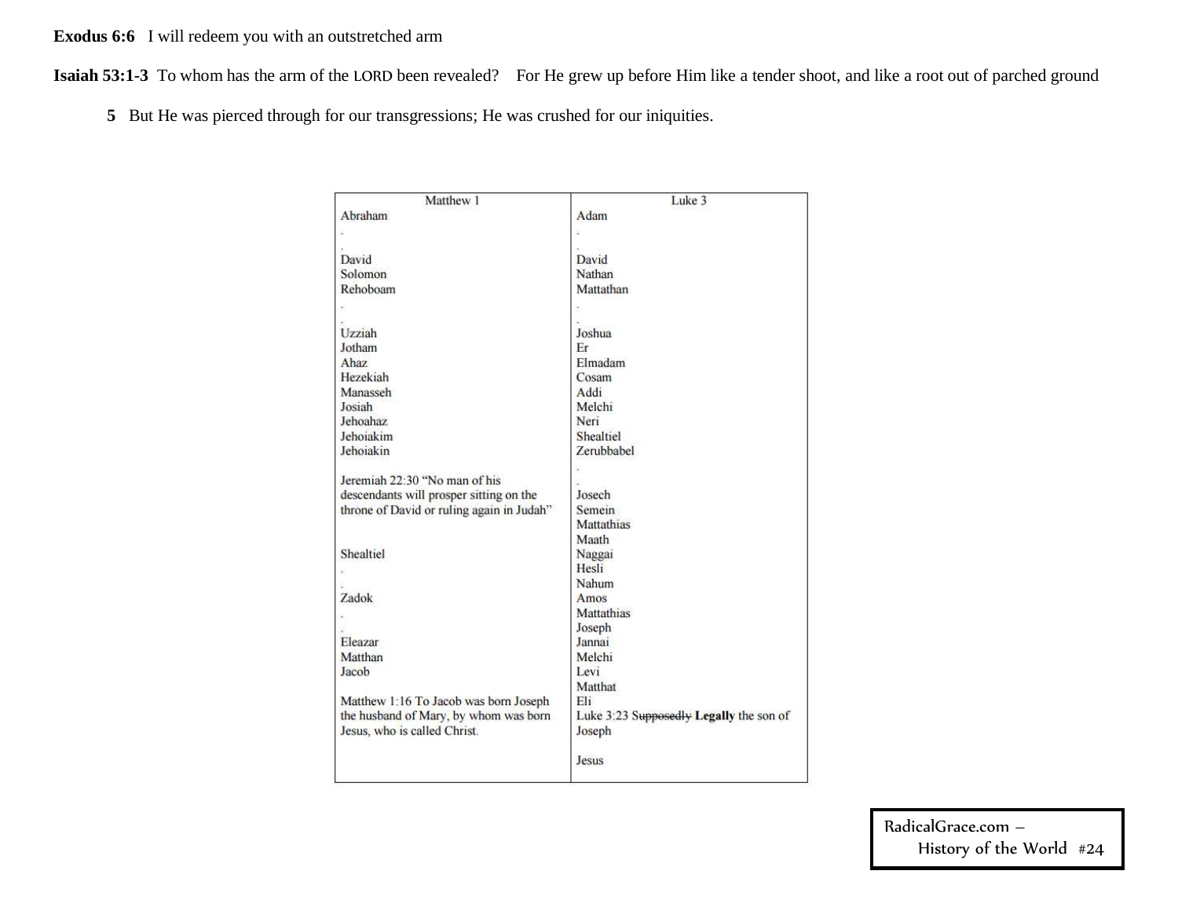**Exodus 6:6** I will redeem you with an outstretched arm

**Isaiah 53:1-3** To whom has the arm of the LORD been revealed? For He grew up before Him like a tender shoot, and like a root out of parched ground

**5** But He was pierced through for our transgressions; He was crushed for our iniquities.

| Matthew 1 | Luke 3 |
|---|---|
| Abraham | Adam |
| . | . |
| . | . |
| David | David |
| Solomon | Nathan |
| Rehoboam | Mattathan |
| . | . |
| . | . |
| Uzziah | Joshua |
| Jotham | Er |
| Ahaz | Elmadam |
| Hezekiah | Cosam |
| Manasseh | Addi |
| Josiah | Melchi |
| Jehoahaz | Neri |
| Jehoiakim | Shealtiel |
| Jehoiakin | Zerubbabel |
| | . |
| Jeremiah 22:30 "No man of his descendants will prosper sitting on the throne of David or ruling again in Judah" | . |
| | Josech |
| | Semein |
| | Mattathias |
| | Maath |
| Shealtiel | Naggai |
| . | Hesli |
| . | Nahum |
| Zadok | Amos |
| . | Mattathias |
| . | Joseph |
| Eleazar | Jannai |
| Matthan | Melchi |
| Jacob | Levi |
| | Matthat |
| Matthew 1:16 To Jacob was born Joseph the husband of Mary, by whom was born Jesus, who is called Christ. | Eli |
| | Luke 3:23 ~~Supposedly~~ **Legally** the son of Joseph |
| | Jesus |

RadicalGrace.com – History of the World #24